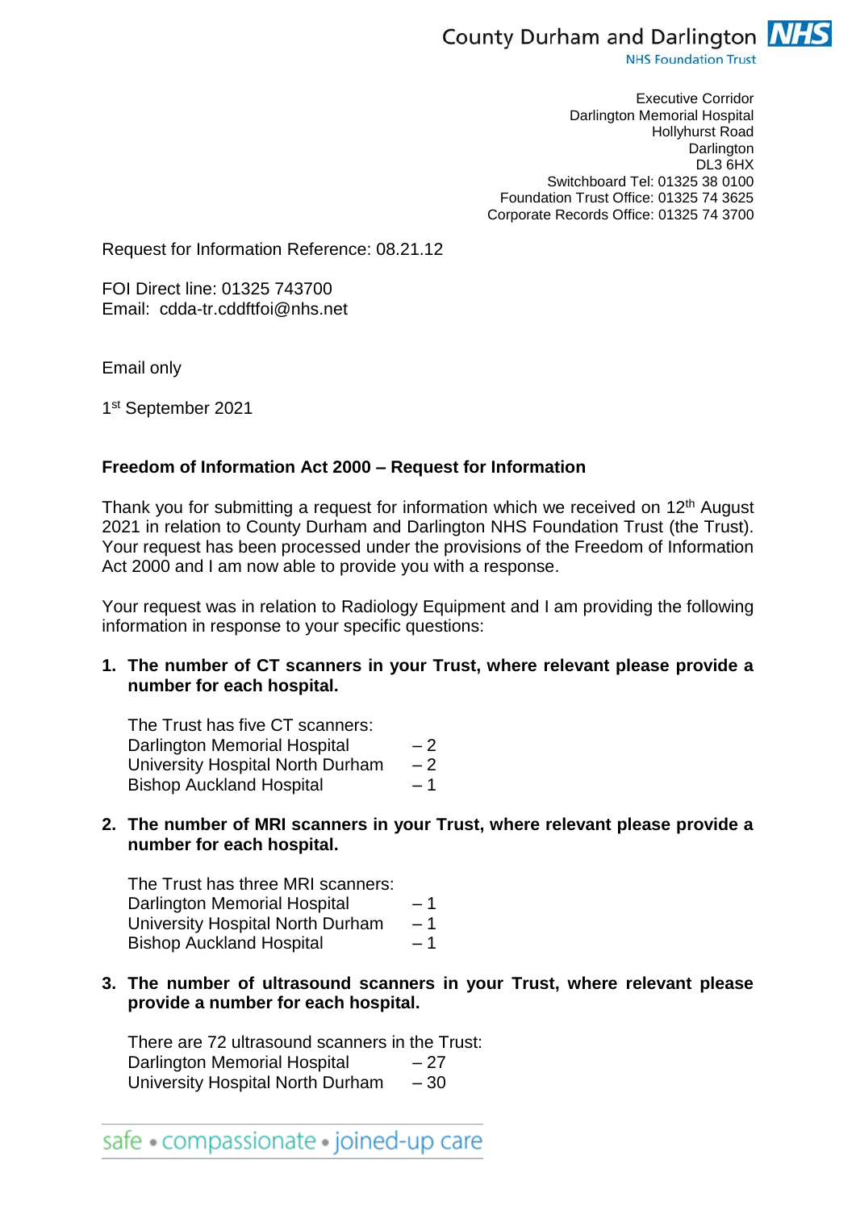County Durham and Darlington NHS Foundation Trust

Executive Corridor
Darlington Memorial Hospital
Hollyhurst Road
Darlington
DL3 6HX
Switchboard Tel: 01325 38 0100
Foundation Trust Office: 01325 74 3625
Corporate Records Office: 01325 74 3700

Request for Information Reference: 08.21.12

FOI Direct line: 01325 743700
Email: cdda-tr.cddftfoi@nhs.net

Email only

1st September 2021

**Freedom of Information Act 2000 – Request for Information**

Thank you for submitting a request for information which we received on 12th August 2021 in relation to County Durham and Darlington NHS Foundation Trust (the Trust). Your request has been processed under the provisions of the Freedom of Information Act 2000 and I am now able to provide you with a response.

Your request was in relation to Radiology Equipment and I am providing the following information in response to your specific questions:

1. **The number of CT scanners in your Trust, where relevant please provide a number for each hospital.**

   The Trust has five CT scanners:
   Darlington Memorial Hospital – 2
   University Hospital North Durham – 2
   Bishop Auckland Hospital – 1

2. **The number of MRI scanners in your Trust, where relevant please provide a number for each hospital.**

   The Trust has three MRI scanners:
   Darlington Memorial Hospital – 1
   University Hospital North Durham – 1
   Bishop Auckland Hospital – 1

3. **The number of ultrasound scanners in your Trust, where relevant please provide a number for each hospital.**

   There are 72 ultrasound scanners in the Trust:
   Darlington Memorial Hospital – 27
   University Hospital North Durham – 30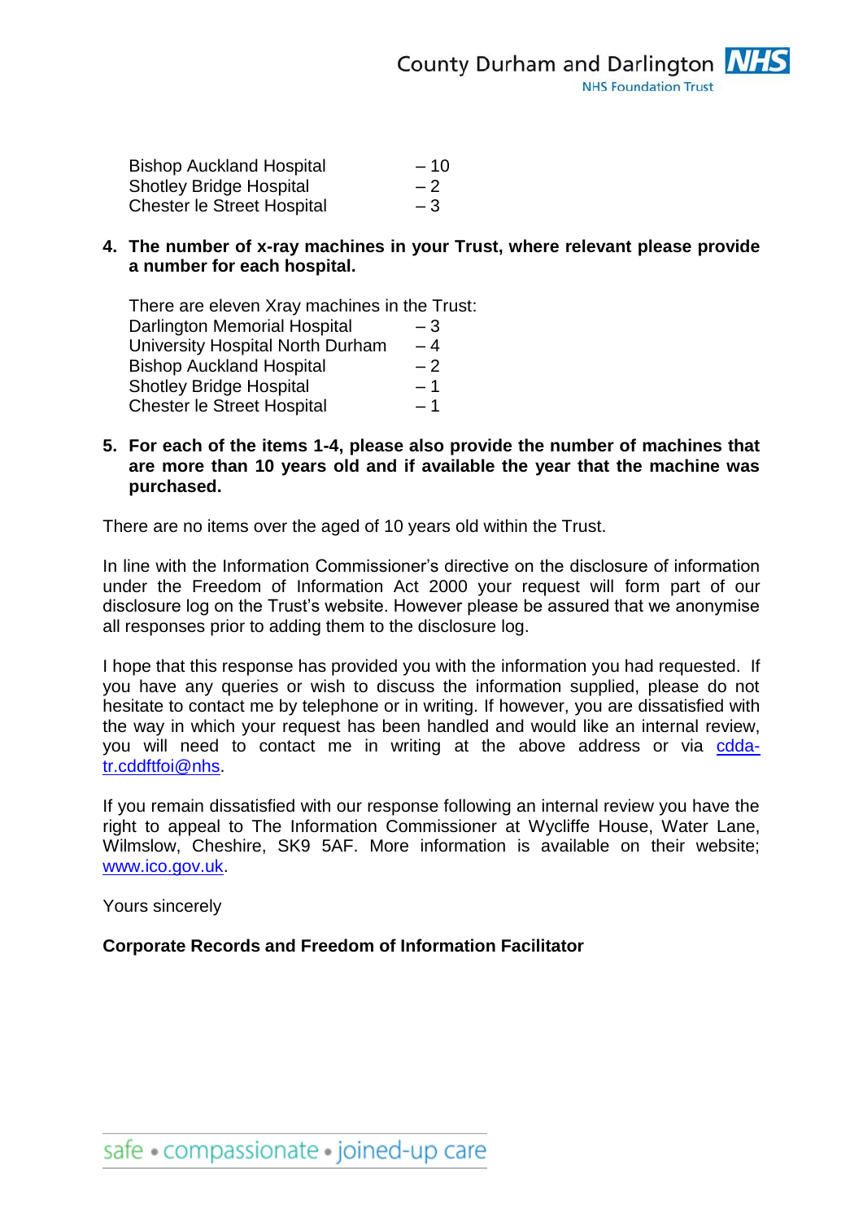Bishop Auckland Hospital – 10
Shotley Bridge Hospital – 2
Chester le Street Hospital – 3

4. **The number of x-ray machines in your Trust, where relevant please provide a number for each hospital.**

   There are eleven Xray machines in the Trust:
   Darlington Memorial Hospital – 3
   University Hospital North Durham – 4
   Bishop Auckland Hospital – 2
   Shotley Bridge Hospital – 1
   Chester le Street Hospital – 1

5. **For each of the items 1-4, please also provide the number of machines that are more than 10 years old and if available the year that the machine was purchased.**

There are no items over the aged of 10 years old within the Trust.

In line with the Information Commissioner's directive on the disclosure of information under the Freedom of Information Act 2000 your request will form part of our disclosure log on the Trust's website. However please be assured that we anonymise all responses prior to adding them to the disclosure log.

I hope that this response has provided you with the information you had requested. If you have any queries or wish to discuss the information supplied, please do not hesitate to contact me by telephone or in writing. If however, you are dissatisfied with the way in which your request has been handled and would like an internal review, you will need to contact me in writing at the above address or via cdda-tr.cddftfoi@nhs.

If you remain dissatisfied with our response following an internal review you have the right to appeal to The Information Commissioner at Wycliffe House, Water Lane, Wilmslow, Cheshire, SK9 5AF. More information is available on their website; www.ico.gov.uk.

Yours sincerely

**Corporate Records and Freedom of Information Facilitator**